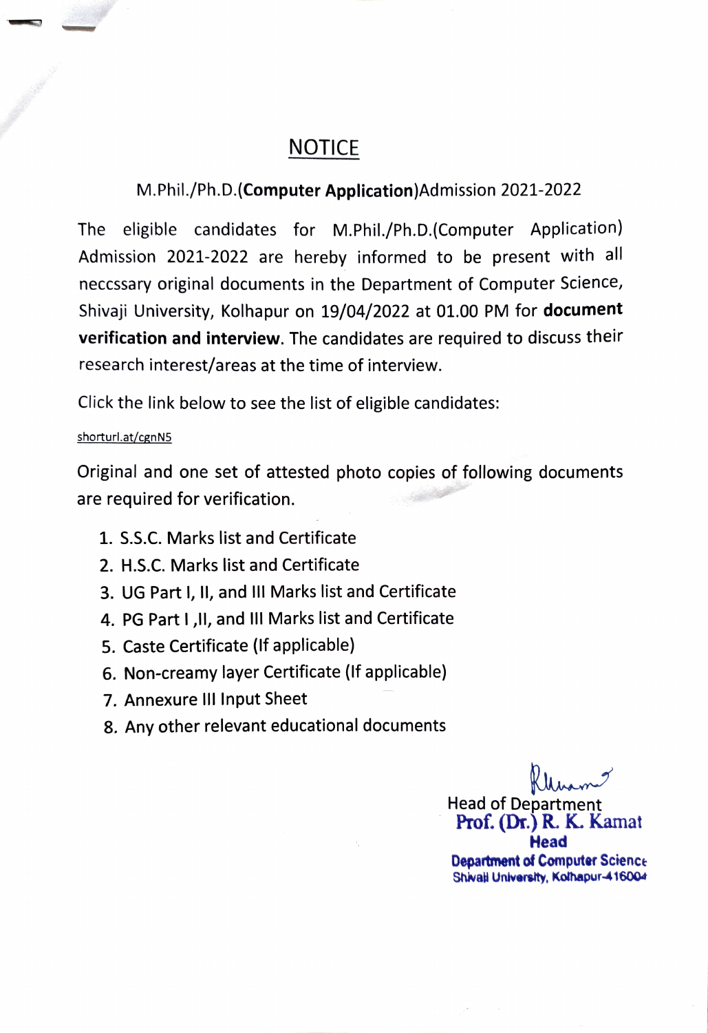# NOTICE

M.Phil./Ph.D.(**Computer Application**)Admission 2021-2022

The eligible candidates for M.Phil./Ph.D.(Computer Application) Admission 2021-2022 are hereby informed to be present with all neccssary original documents in the Department of Computer Science, Shivaji University, Kolhapur on 19/04/2022 at 01.00 PM for **document verification and interview**. The candidates are required to discuss their research interest/areas at the time of interview.

Click the link below to see the list of eligible candidates:

shorturl.at/cgnN5

Original and one set of attested photo copies of following documents are required for verification.

1. S.S.C. Marks list and Certificate
2. H.S.C. Marks list and Certificate
3. UG Part I, II, and III Marks list and Certificate
4. PG Part I ,II, and III Marks list and Certificate
5. Caste Certificate (If applicable)
6. Non-creamy layer Certificate (If applicable)
7. Annexure III Input Sheet
8. Any other relevant educational documents

Head of Department
Prof. (Dr.) R. K. Kamat
Head
Department of Computer Science
Shivaji University, Kolhapur-416004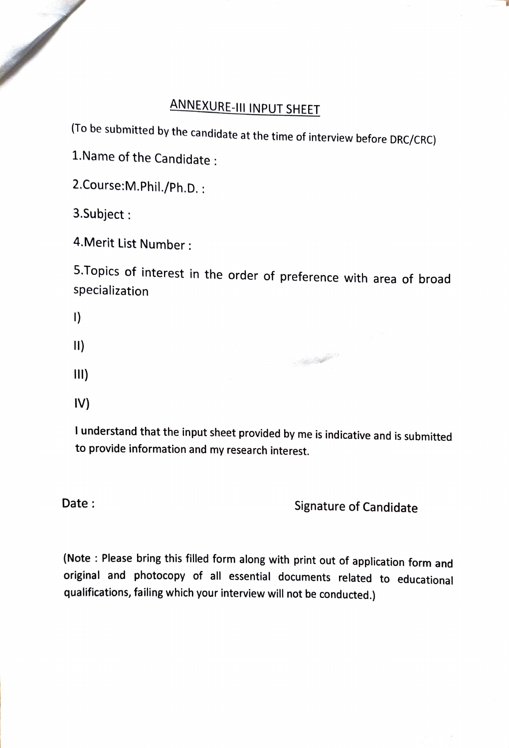## ANNEXURE-III INPUT SHEET

(To be submitted by the candidate at the time of interview before DRC/CRC)

1.Name of the Candidate :

2.Course:M.Phil./Ph.D. :

3.Subject :

4.Merit List Number :

5.Topics of interest in the order of preference with area of broad specialization

I)

II)

III)

IV)

I understand that the input sheet provided by me is indicative and is submitted to provide information and my research interest.

Date : Signature of Candidate

(Note : Please bring this filled form along with print out of application form and original and photocopy of all essential documents related to educational qualifications, failing which your interview will not be conducted.)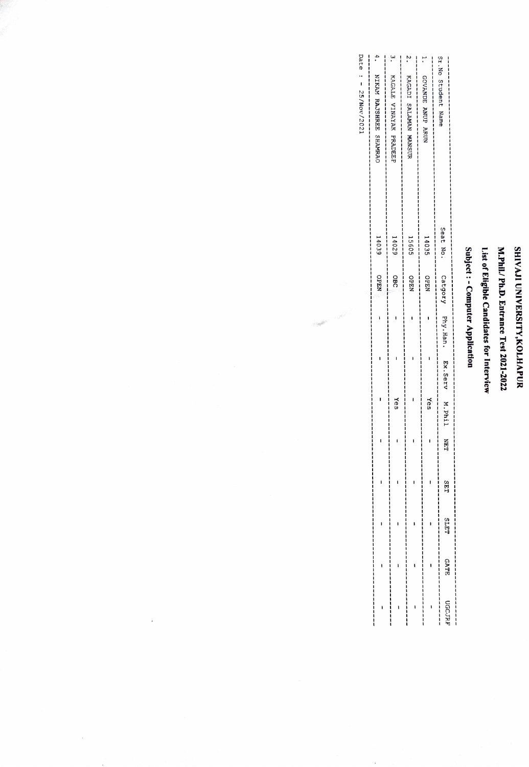# SHIVAJI UNIVERSITY,KOLHAPUR

## M.Phil./ Ph.D. Entrance Test 2021-2022

## List of Eligible Candidates for Interview

## Subject : - Computer Application

| Sr.No | Student Name | Seat No. | Catgory | Phy.Han. | Ex.Serv | M.Phil | NET | SET | SLET | GATE | UGCJRF |
|---|---|---|---|---|---|---|---|---|---|---|---|
| 1. | GOVANDE ANUP ARUN | 14035 | OPEN | - | - | Yes | - | - | - | - | - |
| 2. | KAGADI SALAMAN MANSUR | 15605 | OPEN | - | - | - | - | - | - | - | - |
| 3. | KAGALE VINAYAK PRADEEP | 14029 | OBC | - | - | Yes | - | - | - | - | - |
| 4. | NIKAM RAJSHREE SHAMRAO | 14039 | OPEN | - | - | - | - | - | - | - | - |

Date : - 25/Nov/2021